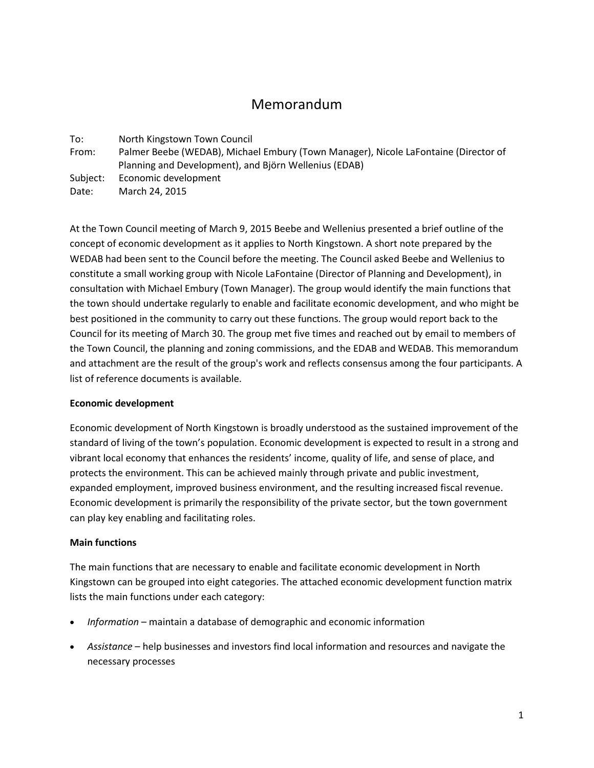# Memorandum

To: North Kingstown Town Council

From: Palmer Beebe (WEDAB), Michael Embury (Town Manager), Nicole LaFontaine (Director of Planning and Development), and Björn Wellenius (EDAB)

Subject: Economic development

Date: March 24, 2015

At the Town Council meeting of March 9, 2015 Beebe and Wellenius presented a brief outline of the concept of economic development as it applies to North Kingstown. A short note prepared by the WEDAB had been sent to the Council before the meeting. The Council asked Beebe and Wellenius to constitute a small working group with Nicole LaFontaine (Director of Planning and Development), in consultation with Michael Embury (Town Manager). The group would identify the main functions that the town should undertake regularly to enable and facilitate economic development, and who might be best positioned in the community to carry out these functions. The group would report back to the Council for its meeting of March 30. The group met five times and reached out by email to members of the Town Council, the planning and zoning commissions, and the EDAB and WEDAB. This memorandum and attachment are the result of the group's work and reflects consensus among the four participants. A list of reference documents is available.

**Economic development**

Economic development of North Kingstown is broadly understood as the sustained improvement of the standard of living of the town's population. Economic development is expected to result in a strong and vibrant local economy that enhances the residents' income, quality of life, and sense of place, and protects the environment. This can be achieved mainly through private and public investment, expanded employment, improved business environment, and the resulting increased fiscal revenue. Economic development is primarily the responsibility of the private sector, but the town government can play key enabling and facilitating roles.

**Main functions**

The main functions that are necessary to enable and facilitate economic development in North Kingstown can be grouped into eight categories. The attached economic development function matrix lists the main functions under each category:

- *Information* – maintain a database of demographic and economic information
- *Assistance* – help businesses and investors find local information and resources and navigate the necessary processes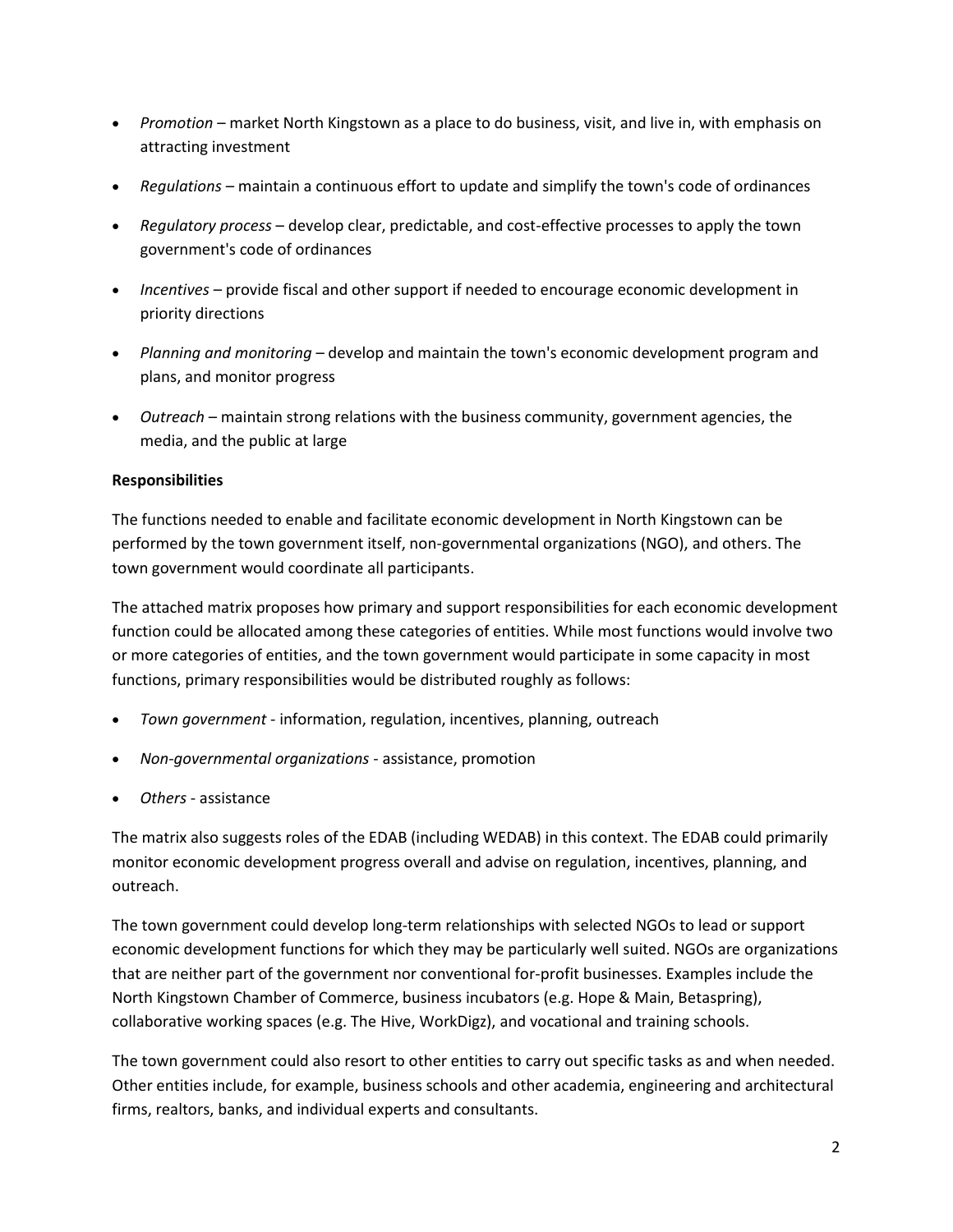- *Promotion* – market North Kingstown as a place to do business, visit, and live in, with emphasis on attracting investment
- *Regulations* – maintain a continuous effort to update and simplify the town's code of ordinances
- *Regulatory process* – develop clear, predictable, and cost-effective processes to apply the town government's code of ordinances
- *Incentives* – provide fiscal and other support if needed to encourage economic development in priority directions
- *Planning and monitoring* – develop and maintain the town's economic development program and plans, and monitor progress
- *Outreach* – maintain strong relations with the business community, government agencies, the media, and the public at large

**Responsibilities**

The functions needed to enable and facilitate economic development in North Kingstown can be performed by the town government itself, non-governmental organizations (NGO), and others. The town government would coordinate all participants.

The attached matrix proposes how primary and support responsibilities for each economic development function could be allocated among these categories of entities. While most functions would involve two or more categories of entities, and the town government would participate in some capacity in most functions, primary responsibilities would be distributed roughly as follows:

- *Town government* - information, regulation, incentives, planning, outreach
- *Non-governmental organizations* - assistance, promotion
- *Others* - assistance

The matrix also suggests roles of the EDAB (including WEDAB) in this context. The EDAB could primarily monitor economic development progress overall and advise on regulation, incentives, planning, and outreach.

The town government could develop long-term relationships with selected NGOs to lead or support economic development functions for which they may be particularly well suited. NGOs are organizations that are neither part of the government nor conventional for-profit businesses. Examples include the North Kingstown Chamber of Commerce, business incubators (e.g. Hope & Main, Betaspring), collaborative working spaces (e.g. The Hive, WorkDigz), and vocational and training schools.

The town government could also resort to other entities to carry out specific tasks as and when needed. Other entities include, for example, business schools and other academia, engineering and architectural firms, realtors, banks, and individual experts and consultants.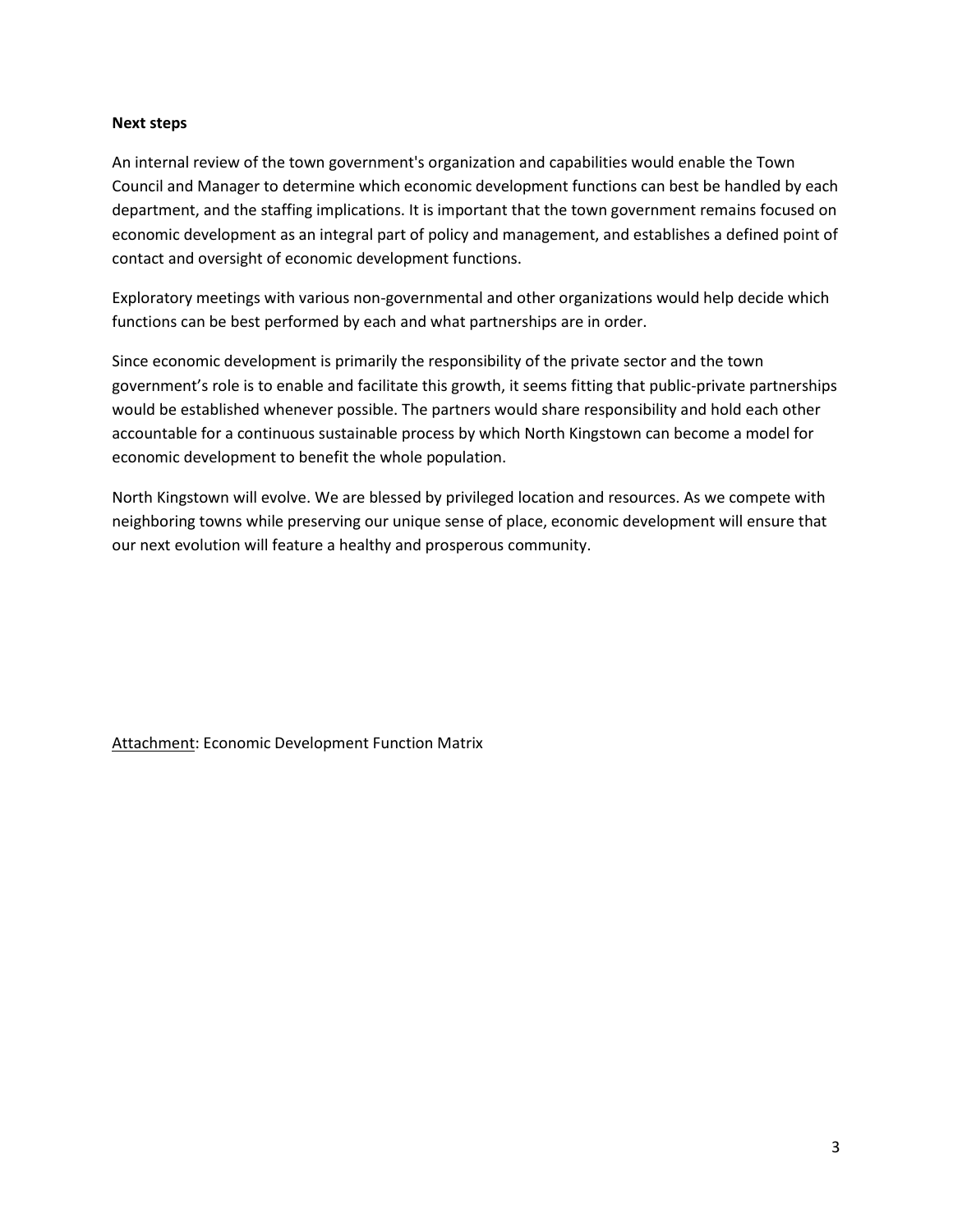**Next steps**

An internal review of the town government's organization and capabilities would enable the Town Council and Manager to determine which economic development functions can best be handled by each department, and the staffing implications. It is important that the town government remains focused on economic development as an integral part of policy and management, and establishes a defined point of contact and oversight of economic development functions.

Exploratory meetings with various non-governmental and other organizations would help decide which functions can be best performed by each and what partnerships are in order.

Since economic development is primarily the responsibility of the private sector and the town government's role is to enable and facilitate this growth, it seems fitting that public-private partnerships would be established whenever possible. The partners would share responsibility and hold each other accountable for a continuous sustainable process by which North Kingstown can become a model for economic development to benefit the whole population.

North Kingstown will evolve. We are blessed by privileged location and resources. As we compete with neighboring towns while preserving our unique sense of place, economic development will ensure that our next evolution will feature a healthy and prosperous community.

<u>Attachment</u>: Economic Development Function Matrix